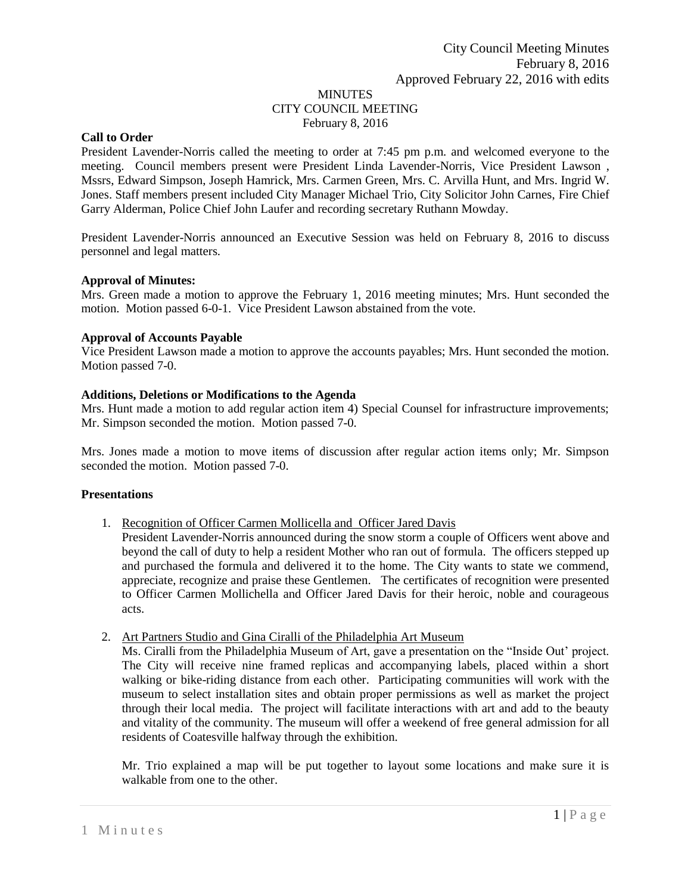City Council Meeting Minutes
February 8, 2016
Approved February 22, 2016 with edits

# MINUTES
## CITY COUNCIL MEETING
February 8, 2016

**Call to Order**

President Lavender-Norris called the meeting to order at 7:45 pm p.m. and welcomed everyone to the meeting. Council members present were President Linda Lavender-Norris, Vice President Lawson , Mssrs, Edward Simpson, Joseph Hamrick, Mrs. Carmen Green, Mrs. C. Arvilla Hunt, and Mrs. Ingrid W. Jones. Staff members present included City Manager Michael Trio, City Solicitor John Carnes, Fire Chief Garry Alderman, Police Chief John Laufer and recording secretary Ruthann Mowday.

President Lavender-Norris announced an Executive Session was held on February 8, 2016 to discuss personnel and legal matters.

**Approval of Minutes:**

Mrs. Green made a motion to approve the February 1, 2016 meeting minutes; Mrs. Hunt seconded the motion. Motion passed 6-0-1. Vice President Lawson abstained from the vote.

**Approval of Accounts Payable**

Vice President Lawson made a motion to approve the accounts payables; Mrs. Hunt seconded the motion. Motion passed 7-0.

**Additions, Deletions or Modifications to the Agenda**

Mrs. Hunt made a motion to add regular action item 4) Special Counsel for infrastructure improvements; Mr. Simpson seconded the motion. Motion passed 7-0.

Mrs. Jones made a motion to move items of discussion after regular action items only; Mr. Simpson seconded the motion. Motion passed 7-0.

**Presentations**

1. Recognition of Officer Carmen Mollicella and Officer Jared Davis
   President Lavender-Norris announced during the snow storm a couple of Officers went above and beyond the call of duty to help a resident Mother who ran out of formula. The officers stepped up and purchased the formula and delivered it to the home. The City wants to state we commend, appreciate, recognize and praise these Gentlemen. The certificates of recognition were presented to Officer Carmen Mollichella and Officer Jared Davis for their heroic, noble and courageous acts.

2. Art Partners Studio and Gina Ciralli of the Philadelphia Art Museum
   Ms. Ciralli from the Philadelphia Museum of Art, gave a presentation on the "Inside Out' project. The City will receive nine framed replicas and accompanying labels, placed within a short walking or bike-riding distance from each other. Participating communities will work with the museum to select installation sites and obtain proper permissions as well as market the project through their local media. The project will facilitate interactions with art and add to the beauty and vitality of the community. The museum will offer a weekend of free general admission for all residents of Coatesville halfway through the exhibition.

   Mr. Trio explained a map will be put together to layout some locations and make sure it is walkable from one to the other.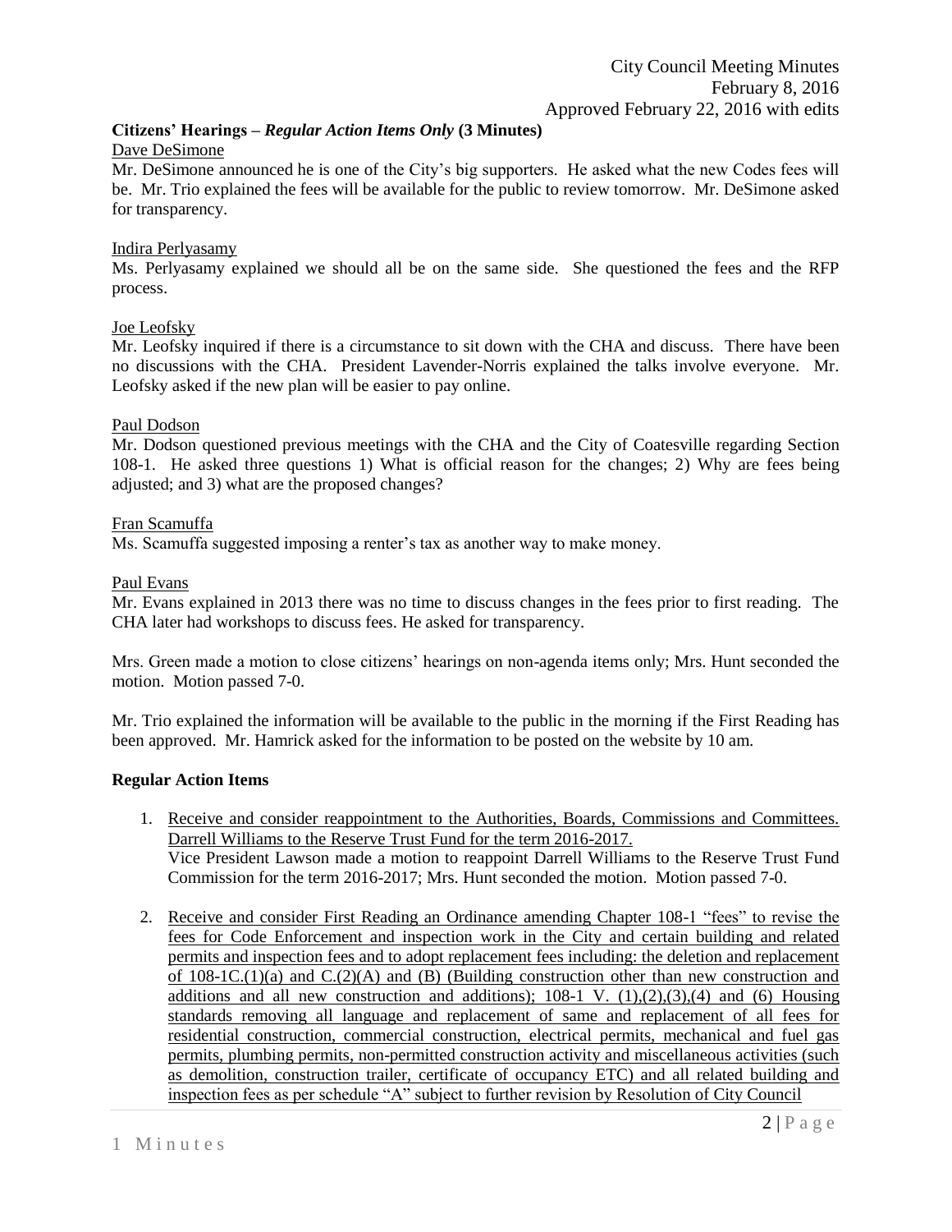**Citizens' Hearings –** ***Regular Action Items Only*** **(3 Minutes)**

Dave DeSimone

Mr. DeSimone announced he is one of the City's big supporters. He asked what the new Codes fees will be. Mr. Trio explained the fees will be available for the public to review tomorrow. Mr. DeSimone asked for transparency.

Indira Perlyasamy

Ms. Perlyasamy explained we should all be on the same side. She questioned the fees and the RFP process.

Joe Leofsky

Mr. Leofsky inquired if there is a circumstance to sit down with the CHA and discuss. There have been no discussions with the CHA. President Lavender-Norris explained the talks involve everyone. Mr. Leofsky asked if the new plan will be easier to pay online.

Paul Dodson

Mr. Dodson questioned previous meetings with the CHA and the City of Coatesville regarding Section 108-1. He asked three questions 1) What is official reason for the changes; 2) Why are fees being adjusted; and 3) what are the proposed changes?

Fran Scamuffa

Ms. Scamuffa suggested imposing a renter's tax as another way to make money.

Paul Evans

Mr. Evans explained in 2013 there was no time to discuss changes in the fees prior to first reading. The CHA later had workshops to discuss fees. He asked for transparency.

Mrs. Green made a motion to close citizens' hearings on non-agenda items only; Mrs. Hunt seconded the motion. Motion passed 7-0.

Mr. Trio explained the information will be available to the public in the morning if the First Reading has been approved. Mr. Hamrick asked for the information to be posted on the website by 10 am.

**Regular Action Items**

1. Receive and consider reappointment to the Authorities, Boards, Commissions and Committees. Darrell Williams to the Reserve Trust Fund for the term 2016-2017.
   Vice President Lawson made a motion to reappoint Darrell Williams to the Reserve Trust Fund Commission for the term 2016-2017; Mrs. Hunt seconded the motion. Motion passed 7-0.

2. Receive and consider First Reading an Ordinance amending Chapter 108-1 "fees" to revise the fees for Code Enforcement and inspection work in the City and certain building and related permits and inspection fees and to adopt replacement fees including: the deletion and replacement of 108-1C.(1)(a) and C.(2)(A) and (B) (Building construction other than new construction and additions and all new construction and additions); 108-1 V. (1),(2),(3),(4) and (6) Housing standards removing all language and replacement of same and replacement of all fees for residential construction, commercial construction, electrical permits, mechanical and fuel gas permits, plumbing permits, non-permitted construction activity and miscellaneous activities (such as demolition, construction trailer, certificate of occupancy ETC) and all related building and inspection fees as per schedule "A" subject to further revision by Resolution of City Council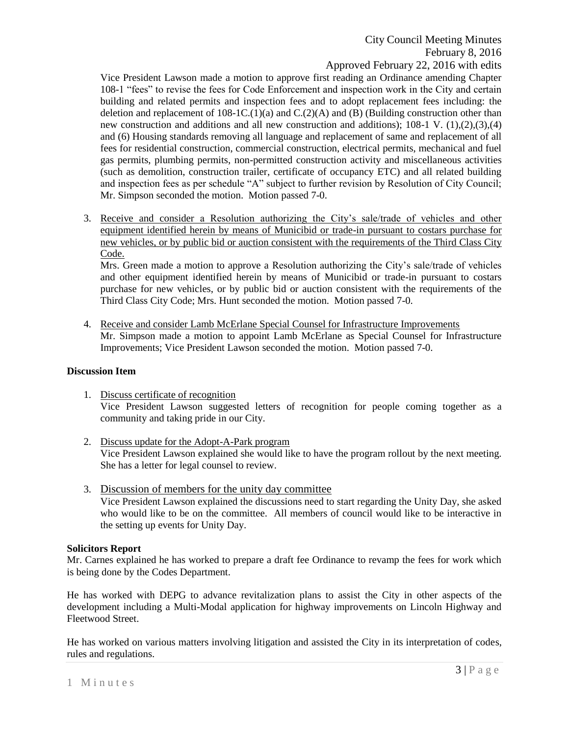Vice President Lawson made a motion to approve first reading an Ordinance amending Chapter 108-1 "fees" to revise the fees for Code Enforcement and inspection work in the City and certain building and related permits and inspection fees and to adopt replacement fees including: the deletion and replacement of 108-1C.(1)(a) and C.(2)(A) and (B) (Building construction other than new construction and additions and all new construction and additions); 108-1 V. (1),(2),(3),(4) and (6) Housing standards removing all language and replacement of same and replacement of all fees for residential construction, commercial construction, electrical permits, mechanical and fuel gas permits, plumbing permits, non-permitted construction activity and miscellaneous activities (such as demolition, construction trailer, certificate of occupancy ETC) and all related building and inspection fees as per schedule "A" subject to further revision by Resolution of City Council; Mr. Simpson seconded the motion. Motion passed 7-0.

3. Receive and consider a Resolution authorizing the City's sale/trade of vehicles and other equipment identified herein by means of Municibid or trade-in pursuant to costars purchase for new vehicles, or by public bid or auction consistent with the requirements of the Third Class City Code.
   Mrs. Green made a motion to approve a Resolution authorizing the City's sale/trade of vehicles and other equipment identified herein by means of Municibid or trade-in pursuant to costars purchase for new vehicles, or by public bid or auction consistent with the requirements of the Third Class City Code; Mrs. Hunt seconded the motion. Motion passed 7-0.

4. Receive and consider Lamb McErlane Special Counsel for Infrastructure Improvements
   Mr. Simpson made a motion to appoint Lamb McErlane as Special Counsel for Infrastructure Improvements; Vice President Lawson seconded the motion. Motion passed 7-0.

**Discussion Item**

1. Discuss certificate of recognition
   Vice President Lawson suggested letters of recognition for people coming together as a community and taking pride in our City.

2. Discuss update for the Adopt-A-Park program
   Vice President Lawson explained she would like to have the program rollout by the next meeting. She has a letter for legal counsel to review.

3. Discussion of members for the unity day committee
   Vice President Lawson explained the discussions need to start regarding the Unity Day, she asked who would like to be on the committee. All members of council would like to be interactive in the setting up events for Unity Day.

**Solicitors Report**

Mr. Carnes explained he has worked to prepare a draft fee Ordinance to revamp the fees for work which is being done by the Codes Department.

He has worked with DEPG to advance revitalization plans to assist the City in other aspects of the development including a Multi-Modal application for highway improvements on Lincoln Highway and Fleetwood Street.

He has worked on various matters involving litigation and assisted the City in its interpretation of codes, rules and regulations.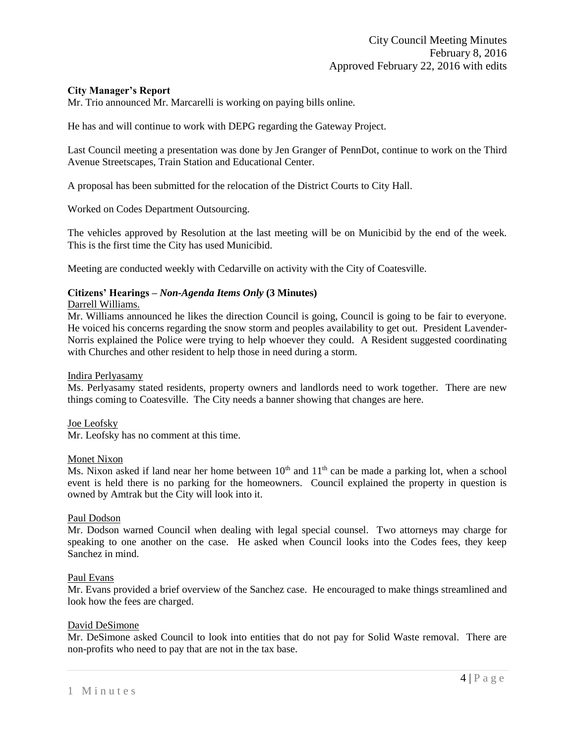**City Manager's Report**

Mr. Trio announced Mr. Marcarelli is working on paying bills online.

He has and will continue to work with DEPG regarding the Gateway Project.

Last Council meeting a presentation was done by Jen Granger of PennDot, continue to work on the Third Avenue Streetscapes, Train Station and Educational Center.

A proposal has been submitted for the relocation of the District Courts to City Hall.

Worked on Codes Department Outsourcing.

The vehicles approved by Resolution at the last meeting will be on Municibid by the end of the week. This is the first time the City has used Municibid.

Meeting are conducted weekly with Cedarville on activity with the City of Coatesville.

**Citizens' Hearings –** ***Non-Agenda Items Only*** **(3 Minutes)**

Darrell Williams.

Mr. Williams announced he likes the direction Council is going, Council is going to be fair to everyone. He voiced his concerns regarding the snow storm and peoples availability to get out. President Lavender-Norris explained the Police were trying to help whoever they could. A Resident suggested coordinating with Churches and other resident to help those in need during a storm.

Indira Perlyasamy

Ms. Perlyasamy stated residents, property owners and landlords need to work together. There are new things coming to Coatesville. The City needs a banner showing that changes are here.

Joe Leofsky

Mr. Leofsky has no comment at this time.

Monet Nixon

Ms. Nixon asked if land near her home between 10th and 11th can be made a parking lot, when a school event is held there is no parking for the homeowners. Council explained the property in question is owned by Amtrak but the City will look into it.

Paul Dodson

Mr. Dodson warned Council when dealing with legal special counsel. Two attorneys may charge for speaking to one another on the case. He asked when Council looks into the Codes fees, they keep Sanchez in mind.

Paul Evans

Mr. Evans provided a brief overview of the Sanchez case. He encouraged to make things streamlined and look how the fees are charged.

David DeSimone

Mr. DeSimone asked Council to look into entities that do not pay for Solid Waste removal. There are non-profits who need to pay that are not in the tax base.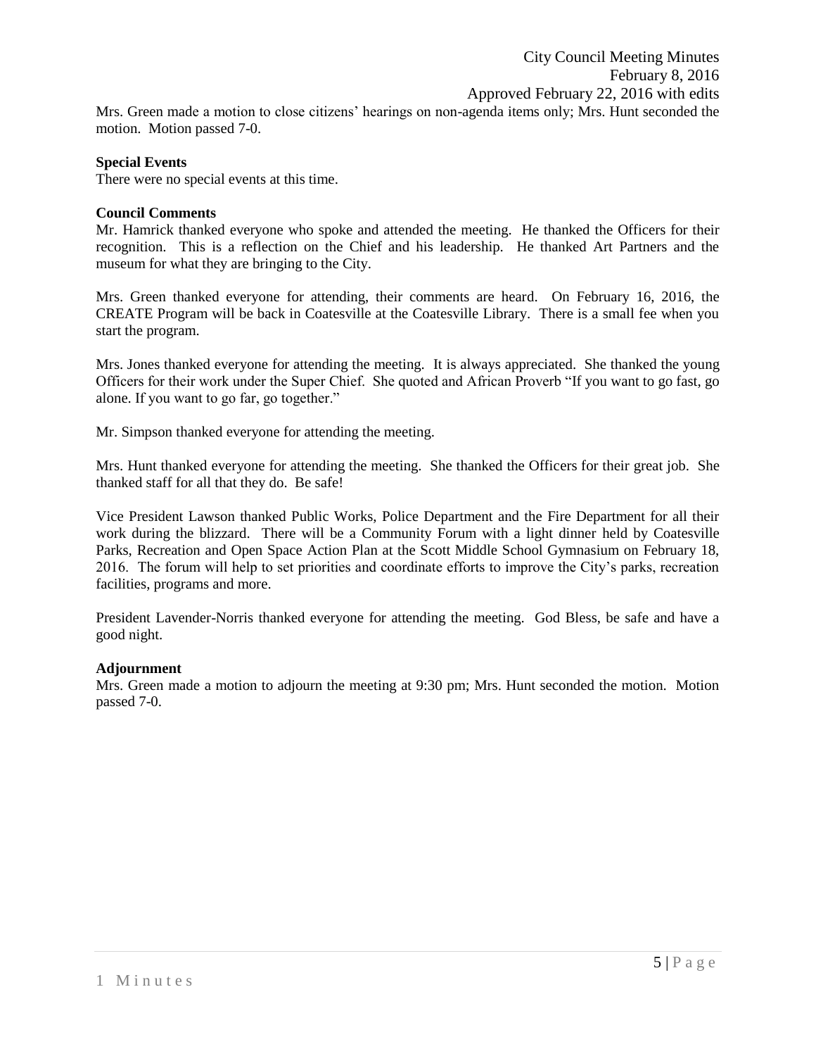Mrs. Green made a motion to close citizens' hearings on non-agenda items only; Mrs. Hunt seconded the motion. Motion passed 7-0.

**Special Events**

There were no special events at this time.

**Council Comments**

Mr. Hamrick thanked everyone who spoke and attended the meeting. He thanked the Officers for their recognition. This is a reflection on the Chief and his leadership. He thanked Art Partners and the museum for what they are bringing to the City.

Mrs. Green thanked everyone for attending, their comments are heard. On February 16, 2016, the CREATE Program will be back in Coatesville at the Coatesville Library. There is a small fee when you start the program.

Mrs. Jones thanked everyone for attending the meeting. It is always appreciated. She thanked the young Officers for their work under the Super Chief. She quoted and African Proverb "If you want to go fast, go alone. If you want to go far, go together."

Mr. Simpson thanked everyone for attending the meeting.

Mrs. Hunt thanked everyone for attending the meeting. She thanked the Officers for their great job. She thanked staff for all that they do. Be safe!

Vice President Lawson thanked Public Works, Police Department and the Fire Department for all their work during the blizzard. There will be a Community Forum with a light dinner held by Coatesville Parks, Recreation and Open Space Action Plan at the Scott Middle School Gymnasium on February 18, 2016. The forum will help to set priorities and coordinate efforts to improve the City's parks, recreation facilities, programs and more.

President Lavender-Norris thanked everyone for attending the meeting. God Bless, be safe and have a good night.

**Adjournment**

Mrs. Green made a motion to adjourn the meeting at 9:30 pm; Mrs. Hunt seconded the motion. Motion passed 7-0.